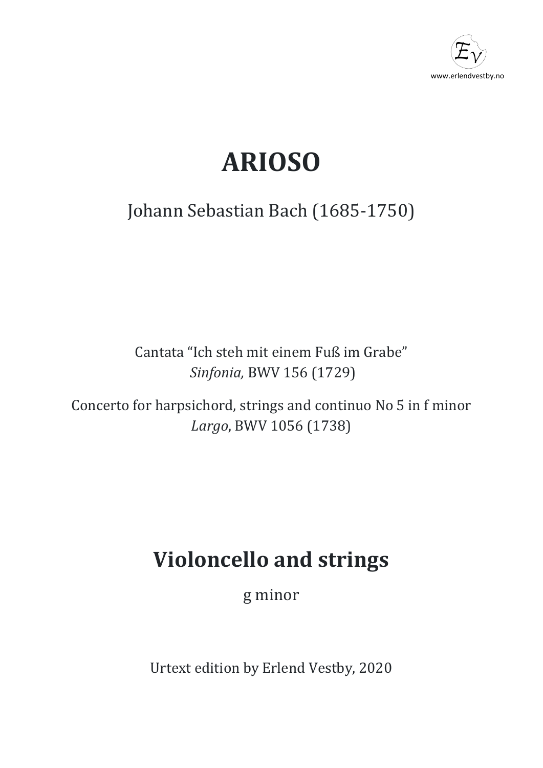www.erlendvestby.no

# ARIOSO

Johann Sebastian Bach (1685-1750)

Cantata "Ich steh mit einem Fuß im Grabe"
*Sinfonia,* BWV 156 (1729)

Concerto for harpsichord, strings and continuo No 5 in f minor
*Largo*, BWV 1056 (1738)

## Violoncello and strings

g minor

Urtext edition by Erlend Vestby, 2020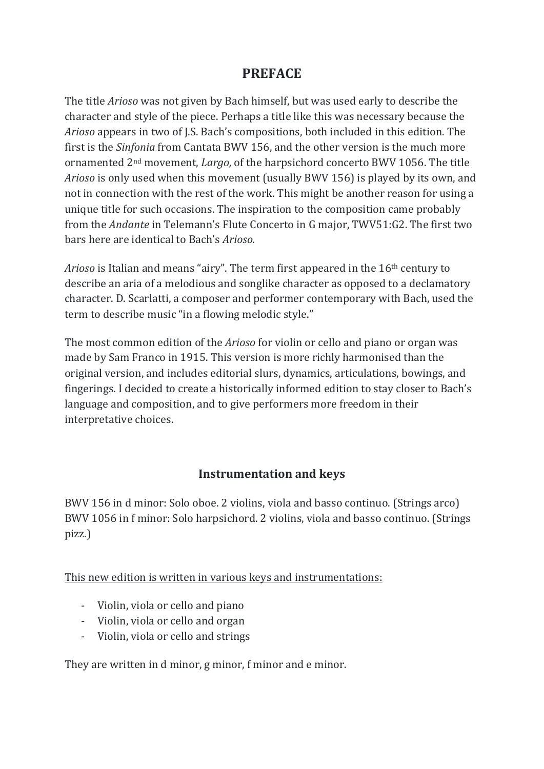# PREFACE

The title *Arioso* was not given by Bach himself, but was used early to describe the character and style of the piece. Perhaps a title like this was necessary because the *Arioso* appears in two of J.S. Bach's compositions, both included in this edition. The first is the *Sinfonia* from Cantata BWV 156, and the other version is the much more ornamented 2nd movement, *Largo,* of the harpsichord concerto BWV 1056. The title *Arioso* is only used when this movement (usually BWV 156) is played by its own, and not in connection with the rest of the work. This might be another reason for using a unique title for such occasions. The inspiration to the composition came probably from the *Andante* in Telemann's Flute Concerto in G major, TWV51:G2. The first two bars here are identical to Bach's *Arioso.*

*Arioso* is Italian and means "airy". The term first appeared in the 16th century to describe an aria of a melodious and songlike character as opposed to a declamatory character. D. Scarlatti, a composer and performer contemporary with Bach, used the term to describe music "in a flowing melodic style."

The most common edition of the *Arioso* for violin or cello and piano or organ was made by Sam Franco in 1915. This version is more richly harmonised than the original version, and includes editorial slurs, dynamics, articulations, bowings, and fingerings. I decided to create a historically informed edition to stay closer to Bach's language and composition, and to give performers more freedom in their interpretative choices.

## Instrumentation and keys

BWV 156 in d minor: Solo oboe. 2 violins, viola and basso continuo. (Strings arco)
BWV 1056 in f minor: Solo harpsichord. 2 violins, viola and basso continuo. (Strings pizz.)

<u>This new edition is written in various keys and instrumentations:</u>

- Violin, viola or cello and piano
- Violin, viola or cello and organ
- Violin, viola or cello and strings

They are written in d minor, g minor, f minor and e minor.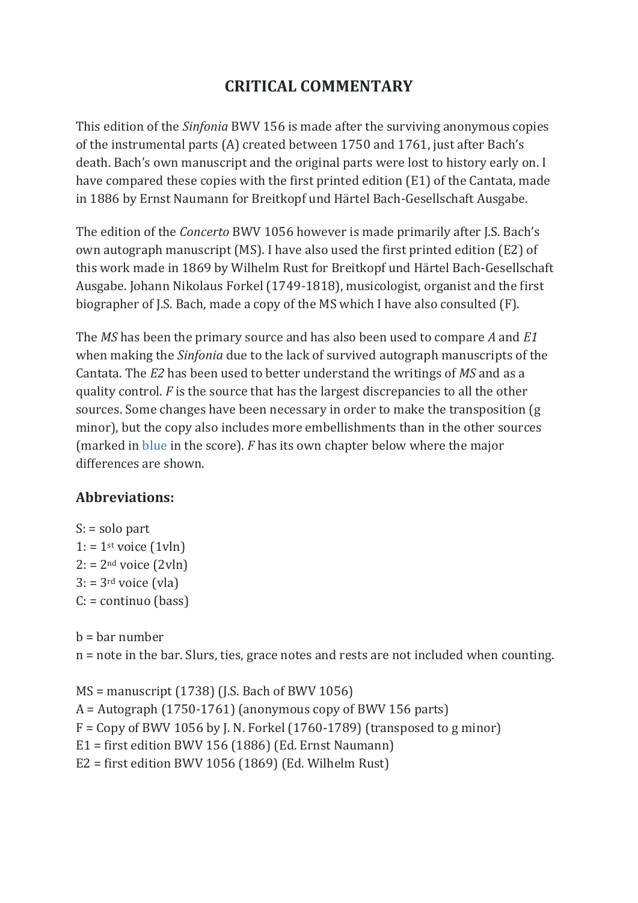# CRITICAL COMMENTARY

This edition of the *Sinfonia* BWV 156 is made after the surviving anonymous copies of the instrumental parts (A) created between 1750 and 1761, just after Bach's death. Bach's own manuscript and the original parts were lost to history early on. I have compared these copies with the first printed edition (E1) of the Cantata, made in 1886 by Ernst Naumann for Breitkopf und Härtel Bach-Gesellschaft Ausgabe.

The edition of the *Concerto* BWV 1056 however is made primarily after J.S. Bach's own autograph manuscript (MS). I have also used the first printed edition (E2) of this work made in 1869 by Wilhelm Rust for Breitkopf und Härtel Bach-Gesellschaft Ausgabe. Johann Nikolaus Forkel (1749-1818), musicologist, organist and the first biographer of J.S. Bach, made a copy of the MS which I have also consulted (F).

The *MS* has been the primary source and has also been used to compare *A* and *E1* when making the *Sinfonia* due to the lack of survived autograph manuscripts of the Cantata. The *E2* has been used to better understand the writings of *MS* and as a quality control. *F* is the source that has the largest discrepancies to all the other sources. Some changes have been necessary in order to make the transposition (g minor), but the copy also includes more embellishments than in the other sources (marked in blue in the score). *F* has its own chapter below where the major differences are shown.

## Abbreviations:

S: = solo part  
1: = 1st voice (1vln)  
2: = 2nd voice (2vln)  
3: = 3rd voice (vla)  
C: = continuo (bass)

b = bar number  
n = note in the bar. Slurs, ties, grace notes and rests are not included when counting.

MS = manuscript (1738) (J.S. Bach of BWV 1056)  
A = Autograph (1750-1761) (anonymous copy of BWV 156 parts)  
F = Copy of BWV 1056 by J. N. Forkel (1760-1789) (transposed to g minor)  
E1 = first edition BWV 156 (1886) (Ed. Ernst Naumann)  
E2 = first edition BWV 1056 (1869) (Ed. Wilhelm Rust)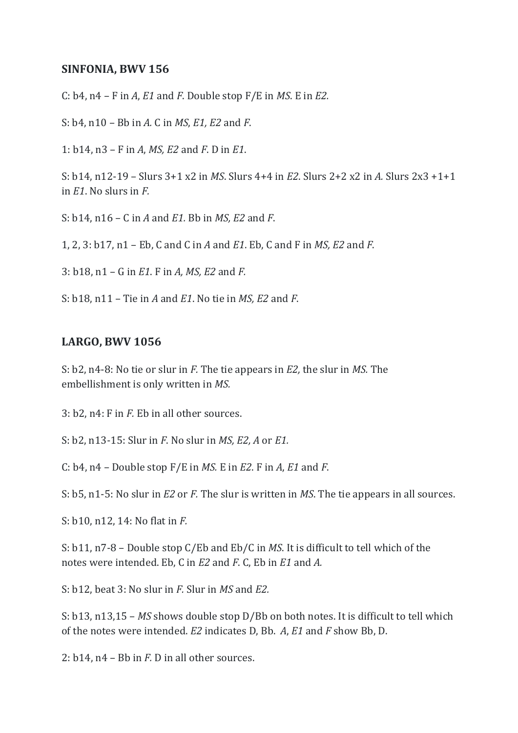**SINFONIA, BWV 156**

C: b4, n4 – F in *A*, *E1* and *F*. Double stop F/E in *MS*. E in *E2.*

S: b4, n10 – Bb in *A.* C in *MS*, *E1, E2* and *F*.

1: b14, n3 – F in *A*, *MS, E2* and *F*. D in *E1*.

S: b14, n12-19 – Slurs 3+1 x2 in *MS*. Slurs 4+4 in *E2*. Slurs 2+2 x2 in *A.* Slurs 2x3 +1+1 in *E1*. No slurs in *F.*

S: b14, n16 – C in *A* and *E1.* Bb in *MS, E2* and *F*.

1, 2, 3: b17, n1 – Eb, C and C in *A* and *E1*. Eb, C and F in *MS, E2* and *F*.

3: b18, n1 – G in *E1.* F in *A, MS, E2* and *F.*

S: b18, n11 – Tie in *A* and *E1*. No tie in *MS, E2* and *F*.

**LARGO, BWV 1056**

S: b2, n4-8: No tie or slur in *F.* The tie appears in *E2,* the slur in *MS.* The embellishment is only written in *MS.*

3: b2, n4: F in *F.* Eb in all other sources.

S: b2, n13-15: Slur in *F.* No slur in *MS, E2, A* or *E1.*

C: b4, n4 – Double stop F/E in *MS.* E in *E2*. F in *A*, *E1* and *F*.

S: b5, n1-5: No slur in *E2* or *F.* The slur is written in *MS*. The tie appears in all sources.

S: b10, n12, 14: No flat in *F.*

S: b11, n7-8 – Double stop C/Eb and Eb/C in *MS*. It is difficult to tell which of the notes were intended. Eb, C in *E2* and *F*. C, Eb in *E1* and *A.*

S: b12, beat 3: No slur in *F.* Slur in *MS* and *E2.*

S: b13, n13,15 – *MS* shows double stop D/Bb on both notes. It is difficult to tell which of the notes were intended. *E2* indicates D, Bb. *A*, *E1* and *F* show Bb, D.

2: b14, n4 – Bb in *F.* D in all other sources.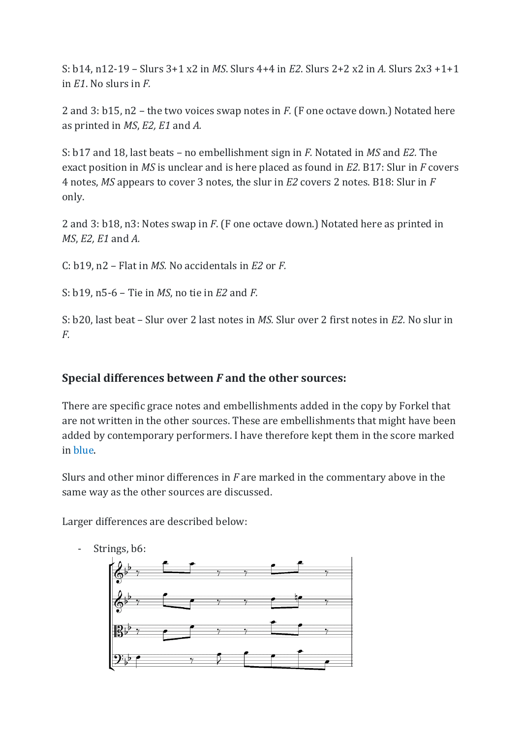S: b14, n12-19 – Slurs 3+1 x2 in *MS*. Slurs 4+4 in *E2*. Slurs 2+2 x2 in *A.* Slurs 2x3 +1+1 in *E1*. No slurs in *F.*

2 and 3: b15, n2 – the two voices swap notes in *F.* (F one octave down.) Notated here as printed in *MS*, *E2, E1* and *A.*

S: b17 and 18, last beats – no embellishment sign in *F.* Notated in *MS* and *E2.* The exact position in *MS* is unclear and is here placed as found in *E2.* B17: Slur in *F* covers 4 notes, *MS* appears to cover 3 notes, the slur in *E2* covers 2 notes. B18: Slur in *F* only.

2 and 3: b18, n3: Notes swap in *F*. (F one octave down.) Notated here as printed in *MS*, *E2, E1* and *A.*

C: b19, n2 – Flat in *MS.* No accidentals in *E2* or *F.*

S: b19, n5-6 – Tie in *MS*, no tie in *E2* and *F.*

S: b20, last beat – Slur over 2 last notes in *MS.* Slur over 2 first notes in *E2.* No slur in *F.*

## Special differences between *F* and the other sources:

There are specific grace notes and embellishments added in the copy by Forkel that are not written in the other sources. These are embellishments that might have been added by contemporary performers. I have therefore kept them in the score marked in blue.

Slurs and other minor differences in *F* are marked in the commentary above in the same way as the other sources are discussed.

Larger differences are described below:

- Strings, b6: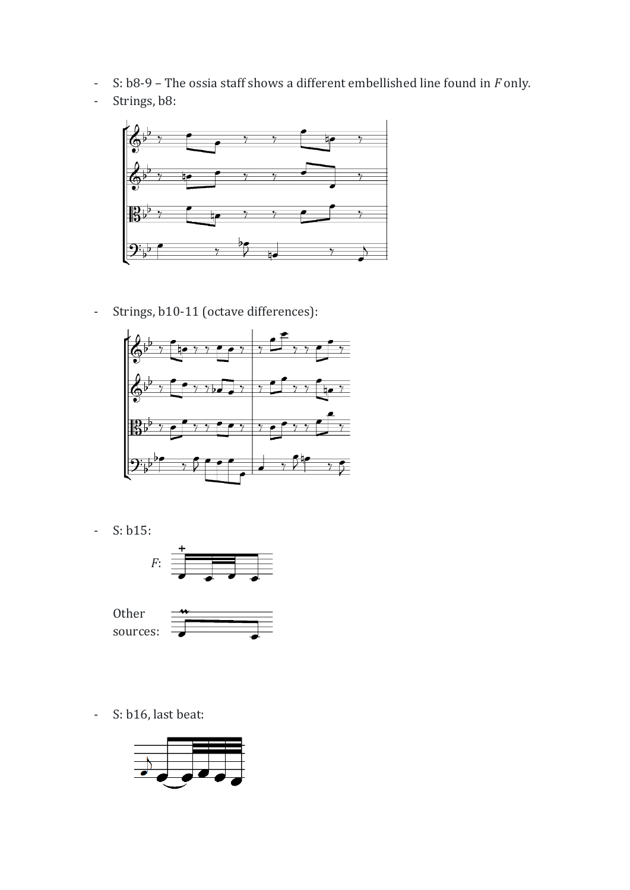- S: b8-9 – The ossia staff shows a different embellished line found in *F* only.
- Strings, b8:

- Strings, b10-11 (octave differences):

- S: b15:

  *F*:

  Other sources:

- S: b16, last beat: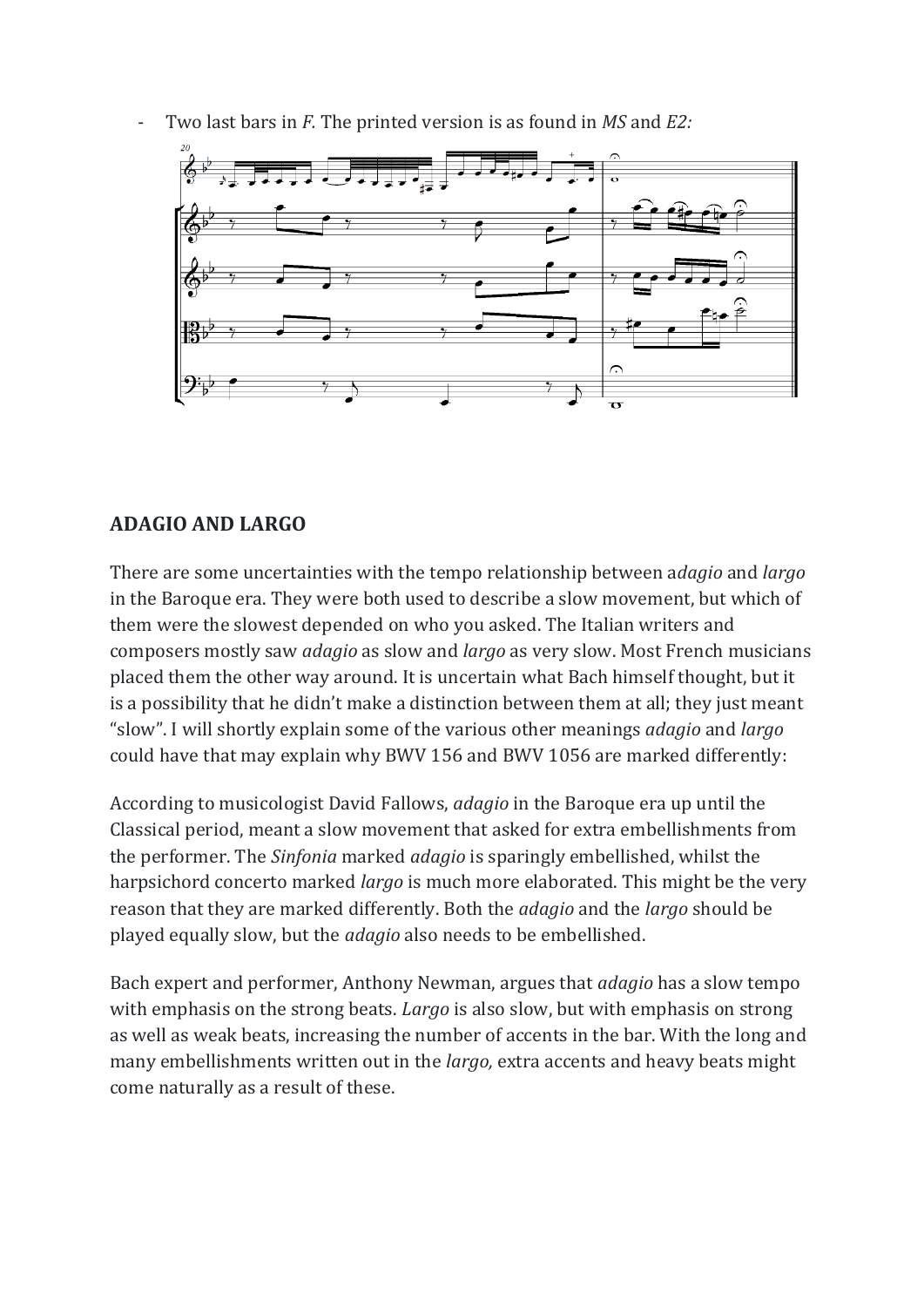- Two last bars in *F.* The printed version is as found in *MS* and *E2:*

## ADAGIO AND LARGO

There are some uncertainties with the tempo relationship between a*dagio* and *largo* in the Baroque era. They were both used to describe a slow movement, but which of them were the slowest depended on who you asked. The Italian writers and composers mostly saw *adagio* as slow and *largo* as very slow. Most French musicians placed them the other way around. It is uncertain what Bach himself thought, but it is a possibility that he didn't make a distinction between them at all; they just meant "slow". I will shortly explain some of the various other meanings *adagio* and *largo* could have that may explain why BWV 156 and BWV 1056 are marked differently:

According to musicologist David Fallows, *adagio* in the Baroque era up until the Classical period, meant a slow movement that asked for extra embellishments from the performer. The *Sinfonia* marked *adagio* is sparingly embellished, whilst the harpsichord concerto marked *largo* is much more elaborated. This might be the very reason that they are marked differently. Both the *adagio* and the *largo* should be played equally slow, but the *adagio* also needs to be embellished.

Bach expert and performer, Anthony Newman, argues that *adagio* has a slow tempo with emphasis on the strong beats. *Largo* is also slow, but with emphasis on strong as well as weak beats, increasing the number of accents in the bar. With the long and many embellishments written out in the *largo,* extra accents and heavy beats might come naturally as a result of these.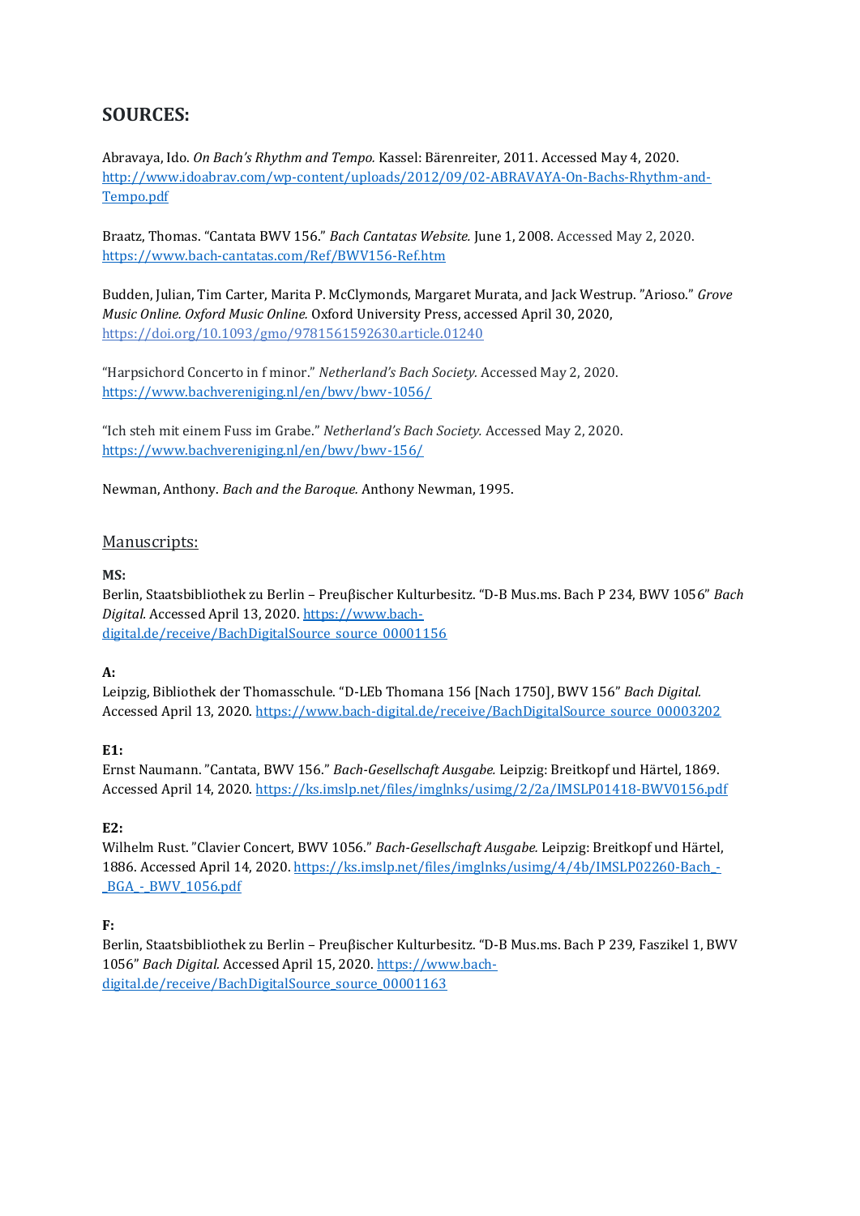# SOURCES:

Abravaya, Ido. *On Bach's Rhythm and Tempo.* Kassel: Bärenreiter, 2011. Accessed May 4, 2020. http://www.idoabrav.com/wp-content/uploads/2012/09/02-ABRAVAYA-On-Bachs-Rhythm-and-Tempo.pdf

Braatz, Thomas. "Cantata BWV 156." *Bach Cantatas Website.* June 1, 2008. Accessed May 2, 2020. https://www.bach-cantatas.com/Ref/BWV156-Ref.htm

Budden, Julian, Tim Carter, Marita P. McClymonds, Margaret Murata, and Jack Westrup. "Arioso." *Grove Music Online. Oxford Music Online.* Oxford University Press, accessed April 30, 2020, https://doi.org/10.1093/gmo/9781561592630.article.01240

"Harpsichord Concerto in f minor." *Netherland's Bach Society.* Accessed May 2, 2020. https://www.bachvereniging.nl/en/bwv/bwv-1056/

"Ich steh mit einem Fuss im Grabe." *Netherland's Bach Society.* Accessed May 2, 2020. https://www.bachvereniging.nl/en/bwv/bwv-156/

Newman, Anthony. *Bach and the Baroque.* Anthony Newman, 1995.

## Manuscripts:

**MS:**
Berlin, Staatsbibliothek zu Berlin – Preuβischer Kulturbesitz. "D-B Mus.ms. Bach P 234, BWV 1056" *Bach Digital.* Accessed April 13, 2020. https://www.bach-digital.de/receive/BachDigitalSource_source_00001156

**A:**
Leipzig, Bibliothek der Thomasschule. "D-LEb Thomana 156 [Nach 1750], BWV 156" *Bach Digital.* Accessed April 13, 2020. https://www.bach-digital.de/receive/BachDigitalSource_source_00003202

**E1:**
Ernst Naumann. "Cantata, BWV 156." *Bach-Gesellschaft Ausgabe.* Leipzig: Breitkopf und Härtel, 1869. Accessed April 14, 2020. https://ks.imslp.net/files/imglnks/usimg/2/2a/IMSLP01418-BWV0156.pdf

**E2:**
Wilhelm Rust. "Clavier Concert, BWV 1056." *Bach-Gesellschaft Ausgabe.* Leipzig: Breitkopf und Härtel, 1886. Accessed April 14, 2020. https://ks.imslp.net/files/imglnks/usimg/4/4b/IMSLP02260-Bach_-_BGA_-_BWV_1056.pdf

**F:**
Berlin, Staatsbibliothek zu Berlin – Preuβischer Kulturbesitz. "D-B Mus.ms. Bach P 239, Faszikel 1, BWV 1056" *Bach Digital.* Accessed April 15, 2020. https://www.bach-digital.de/receive/BachDigitalSource_source_00001163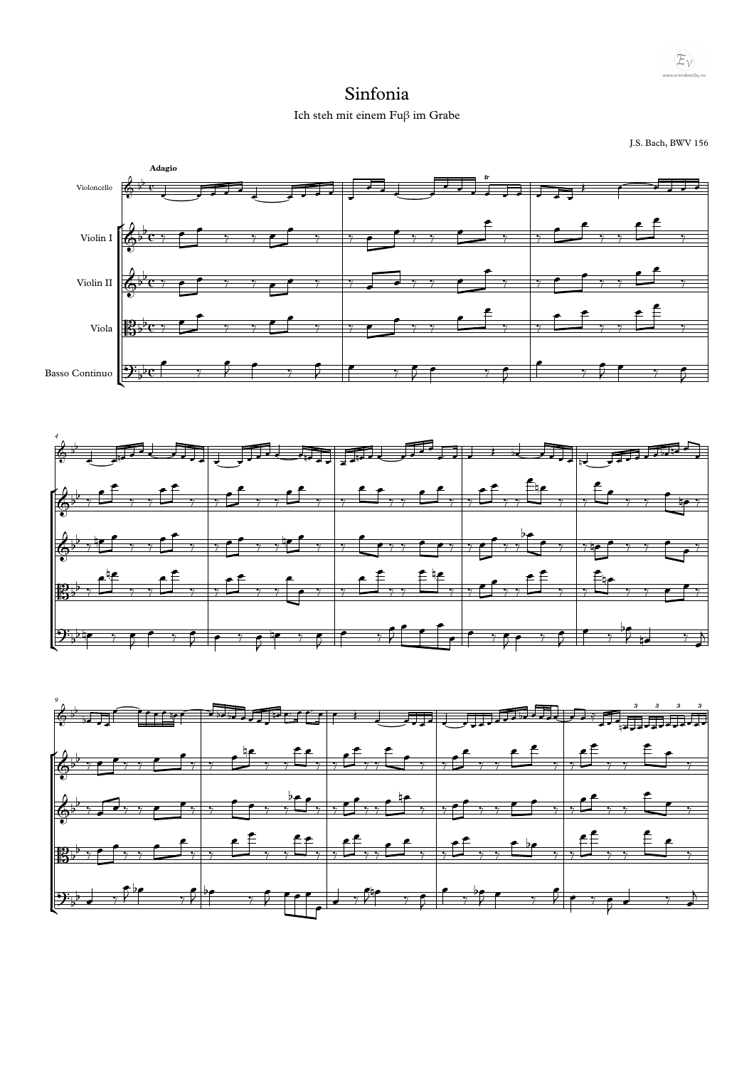# Sinfonia

Ich steh mit einem Fuβ im Grabe

J.S. Bach, BWV 156

**Adagio**

Violoncello

Violin I

Violin II

Viola

Basso Continuo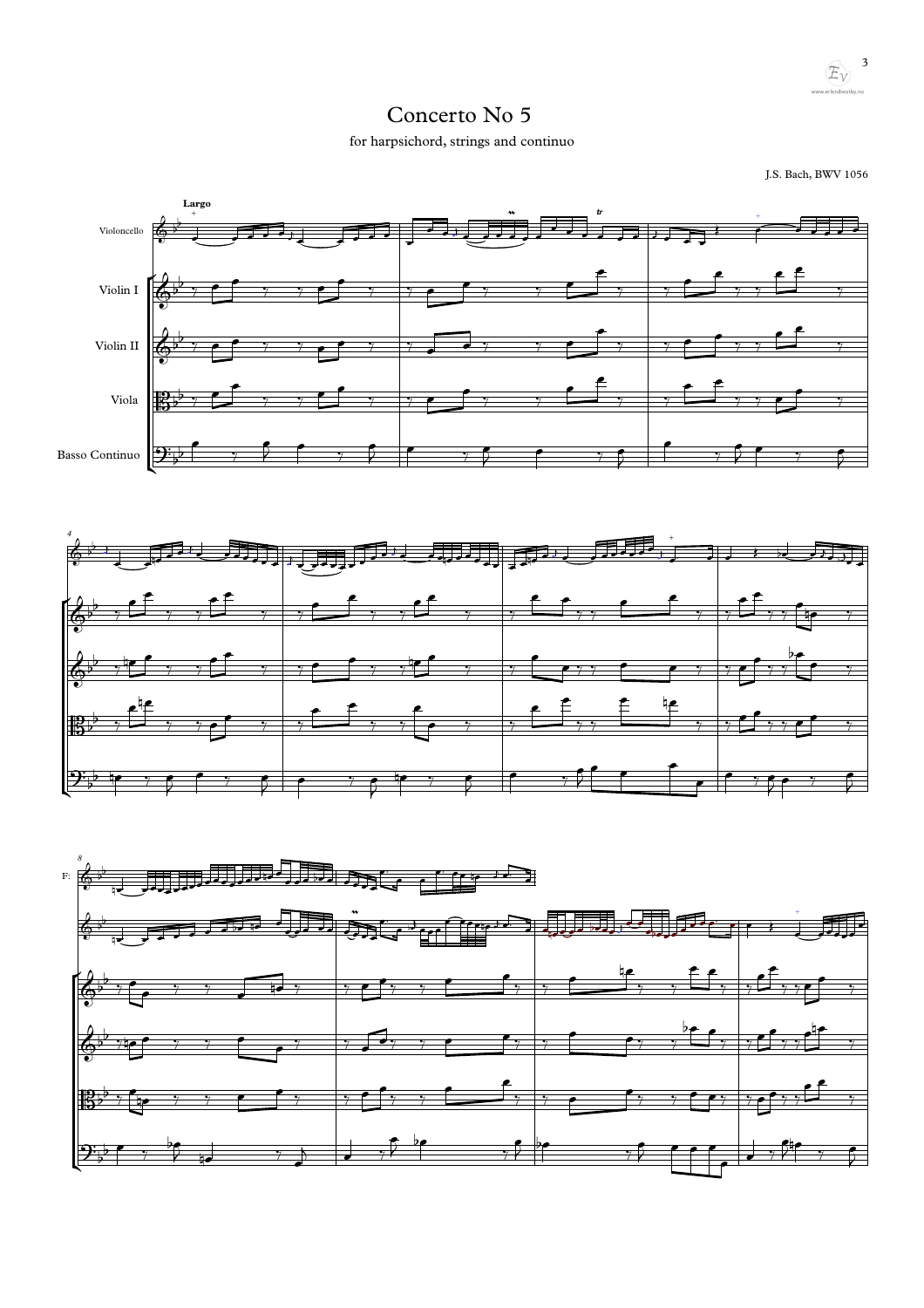# Concerto No 5

for harpsichord, strings and continuo

J.S. Bach, BWV 1056

Largo

Violoncello

Violin I

Violin II

Viola

Basso Continuo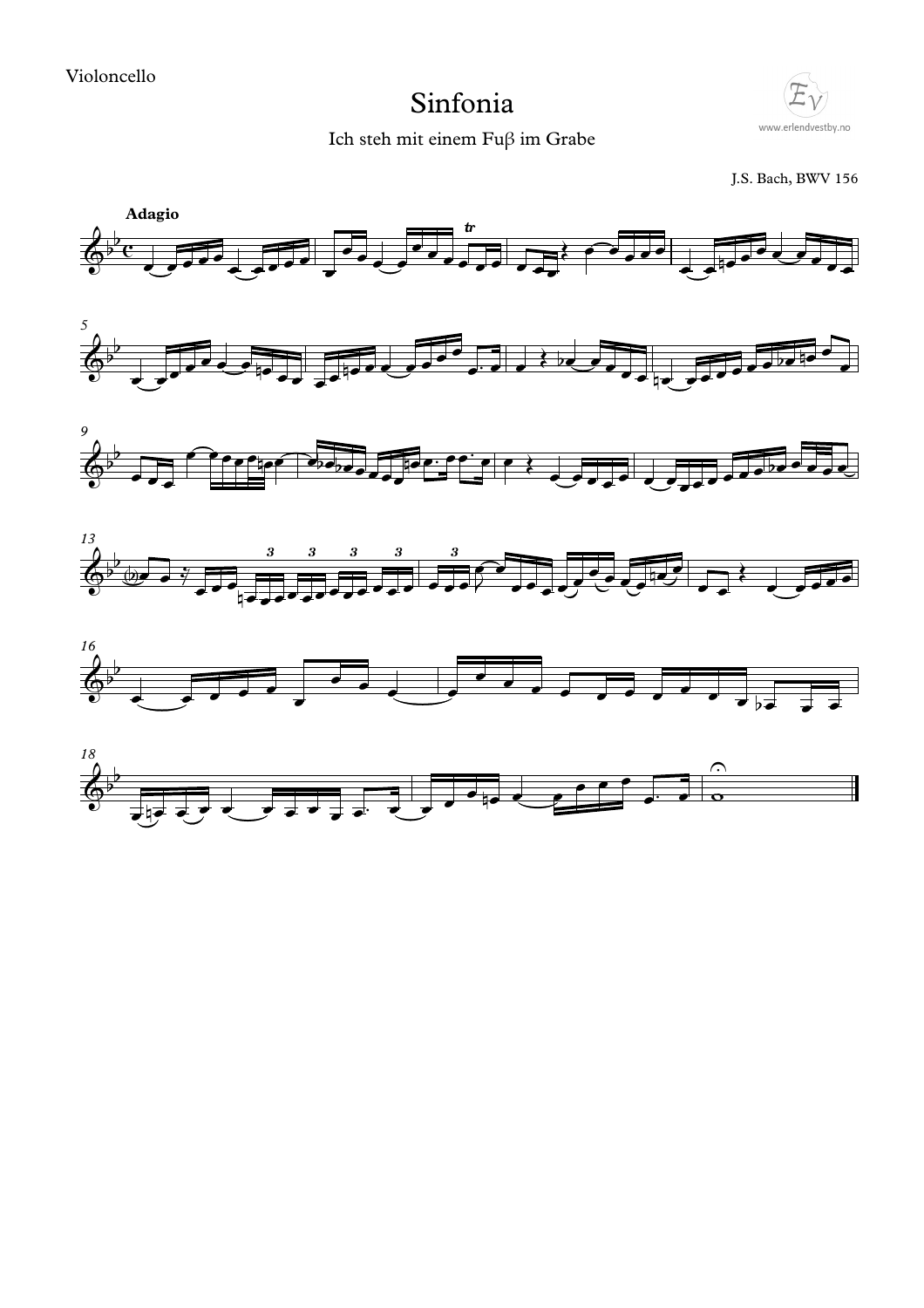Violoncello

# Sinfonia

Ich steh mit einem Fuβ im Grabe

www.erlendvestby.no

J.S. Bach, BWV 156

**Adagio**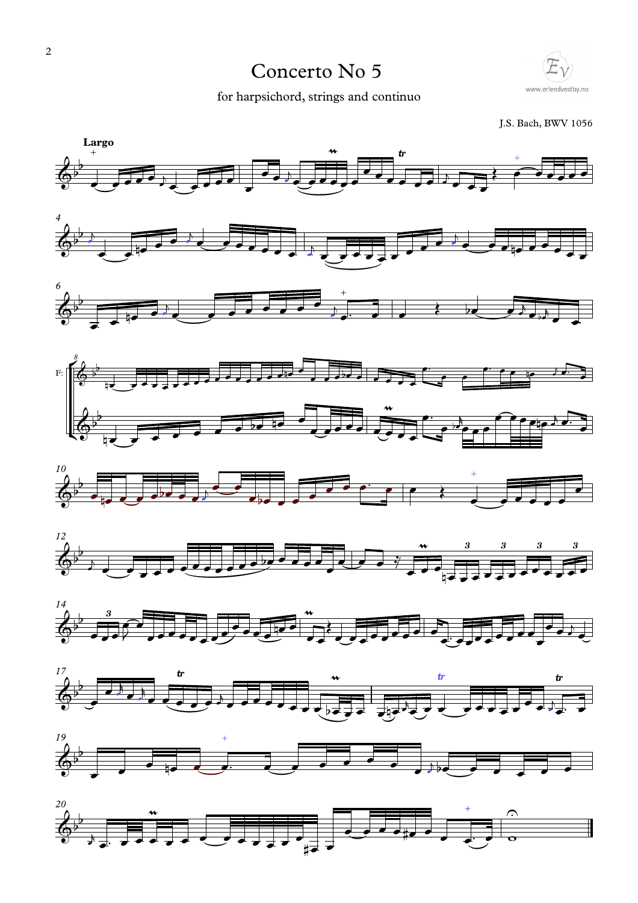# Concerto No 5

for harpsichord, strings and continuo

www.erlendvestby.no

J.S. Bach, BWV 1056

**Largo**